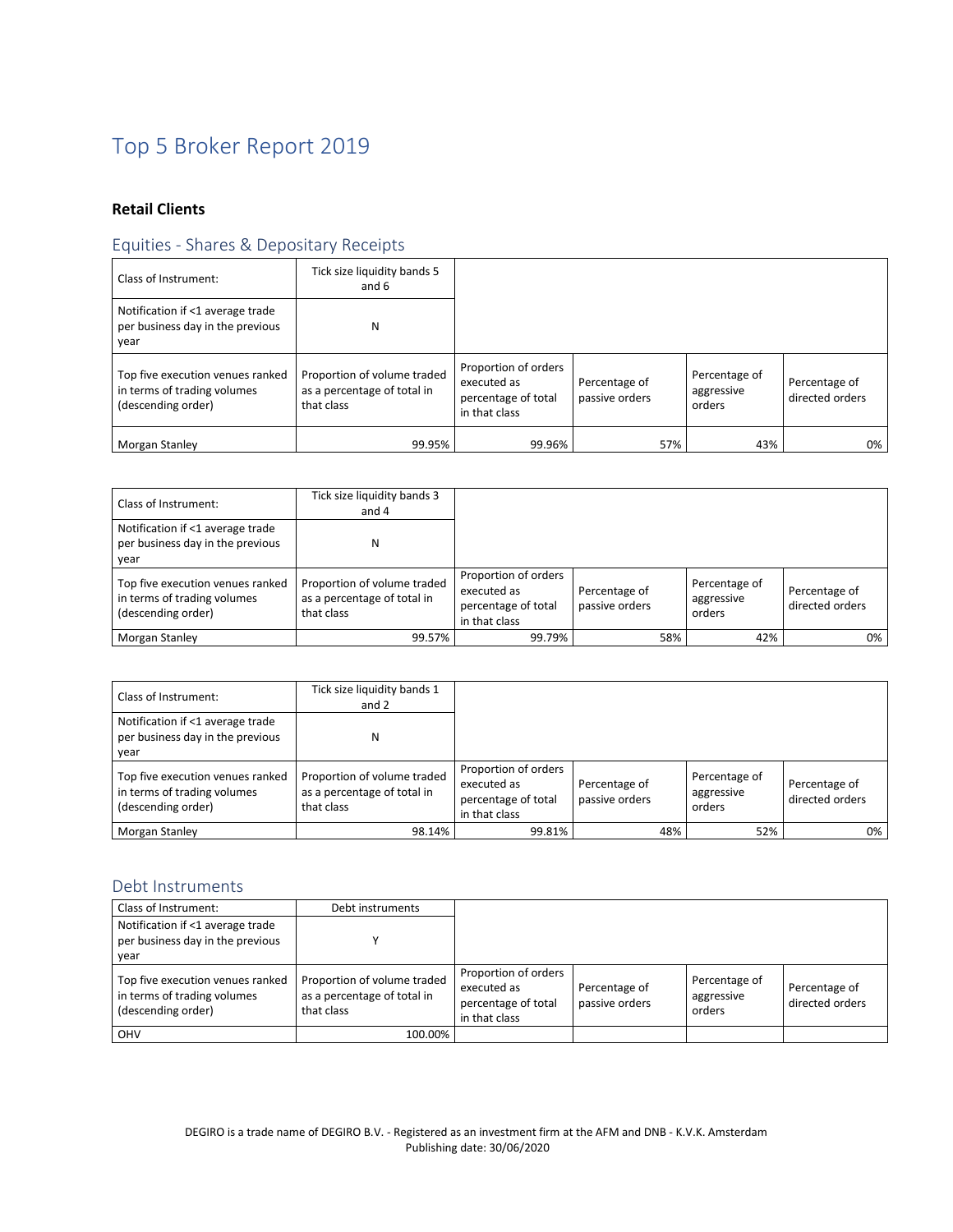# Top 5 Broker Report 2019

**Retail Clients**

## Equities - Shares & Depositary Receipts

| Class of Instrument: | Tick size liquidity bands 5 and 6 | | | | |
|---|---|---|---|---|---|
| Notification if <1 average trade per business day in the previous year | N | | | | |
| Top five execution venues ranked in terms of trading volumes (descending order) | Proportion of volume traded as a percentage of total in that class | Proportion of orders executed as percentage of total in that class | Percentage of passive orders | Percentage of aggressive orders | Percentage of directed orders |
| Morgan Stanley | 99.95% | 99.96% | 57% | 43% | 0% |

| Class of Instrument: | Tick size liquidity bands 3 and 4 | | | | |
|---|---|---|---|---|---|
| Notification if <1 average trade per business day in the previous year | N | | | | |
| Top five execution venues ranked in terms of trading volumes (descending order) | Proportion of volume traded as a percentage of total in that class | Proportion of orders executed as percentage of total in that class | Percentage of passive orders | Percentage of aggressive orders | Percentage of directed orders |
| Morgan Stanley | 99.57% | 99.79% | 58% | 42% | 0% |

| Class of Instrument: | Tick size liquidity bands 1 and 2 | | | | |
|---|---|---|---|---|---|
| Notification if <1 average trade per business day in the previous year | N | | | | |
| Top five execution venues ranked in terms of trading volumes (descending order) | Proportion of volume traded as a percentage of total in that class | Proportion of orders executed as percentage of total in that class | Percentage of passive orders | Percentage of aggressive orders | Percentage of directed orders |
| Morgan Stanley | 98.14% | 99.81% | 48% | 52% | 0% |

## Debt Instruments

| Class of Instrument: | Debt instruments | | | | |
|---|---|---|---|---|---|
| Notification if <1 average trade per business day in the previous year | Y | | | | |
| Top five execution venues ranked in terms of trading volumes (descending order) | Proportion of volume traded as a percentage of total in that class | Proportion of orders executed as percentage of total in that class | Percentage of passive orders | Percentage of aggressive orders | Percentage of directed orders |
| OHV | 100.00% | | | | |

DEGIRO is a trade name of DEGIRO B.V. - Registered as an investment firm at the AFM and DNB - K.V.K. Amsterdam
Publishing date: 30/06/2020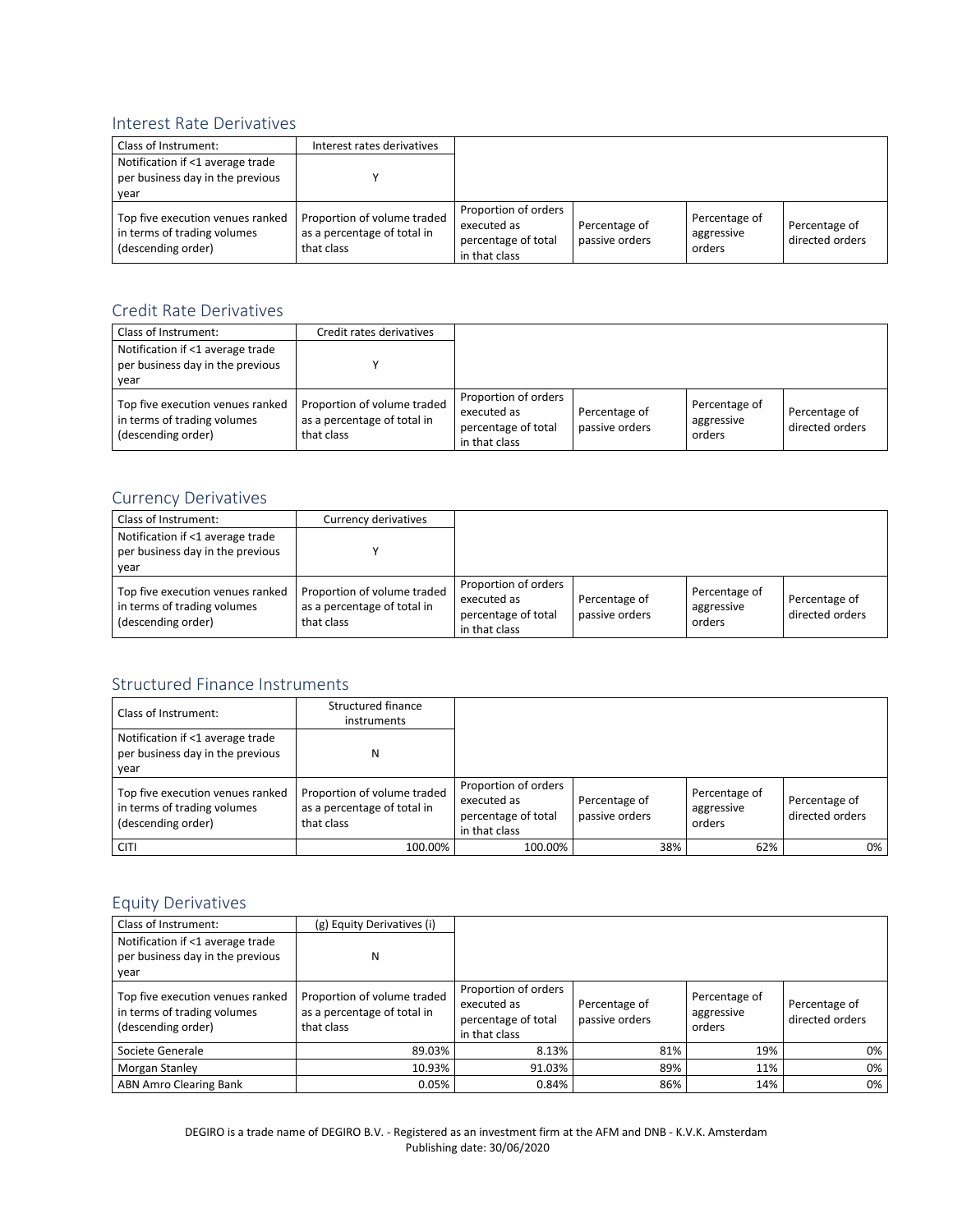## Interest Rate Derivatives

| Class of Instrument: | Interest rates derivatives | | | | |
|---|---|---|---|---|---|
| Notification if <1 average trade per business day in the previous year | Y | | | | |
| Top five execution venues ranked in terms of trading volumes (descending order) | Proportion of volume traded as a percentage of total in that class | Proportion of orders executed as percentage of total in that class | Percentage of passive orders | Percentage of aggressive orders | Percentage of directed orders |

## Credit Rate Derivatives

| Class of Instrument: | Credit rates derivatives | | | | |
|---|---|---|---|---|---|
| Notification if <1 average trade per business day in the previous year | Y | | | | |
| Top five execution venues ranked in terms of trading volumes (descending order) | Proportion of volume traded as a percentage of total in that class | Proportion of orders executed as percentage of total in that class | Percentage of passive orders | Percentage of aggressive orders | Percentage of directed orders |

## Currency Derivatives

| Class of Instrument: | Currency derivatives | | | | |
|---|---|---|---|---|---|
| Notification if <1 average trade per business day in the previous year | Y | | | | |
| Top five execution venues ranked in terms of trading volumes (descending order) | Proportion of volume traded as a percentage of total in that class | Proportion of orders executed as percentage of total in that class | Percentage of passive orders | Percentage of aggressive orders | Percentage of directed orders |

## Structured Finance Instruments

| Class of Instrument: | Structured finance instruments | | | | |
|---|---|---|---|---|---|
| Notification if <1 average trade per business day in the previous year | N | | | | |
| Top five execution venues ranked in terms of trading volumes (descending order) | Proportion of volume traded as a percentage of total in that class | Proportion of orders executed as percentage of total in that class | Percentage of passive orders | Percentage of aggressive orders | Percentage of directed orders |
| CITI | 100.00% | 100.00% | 38% | 62% | 0% |

## Equity Derivatives

| Class of Instrument: | (g) Equity Derivatives (i) | | | | |
|---|---|---|---|---|---|
| Notification if <1 average trade per business day in the previous year | N | | | | |
| Top five execution venues ranked in terms of trading volumes (descending order) | Proportion of volume traded as a percentage of total in that class | Proportion of orders executed as percentage of total in that class | Percentage of passive orders | Percentage of aggressive orders | Percentage of directed orders |
| Societe Generale | 89.03% | 8.13% | 81% | 19% | 0% |
| Morgan Stanley | 10.93% | 91.03% | 89% | 11% | 0% |
| ABN Amro Clearing Bank | 0.05% | 0.84% | 86% | 14% | 0% |

DEGIRO is a trade name of DEGIRO B.V. - Registered as an investment firm at the AFM and DNB - K.V.K. Amsterdam
Publishing date: 30/06/2020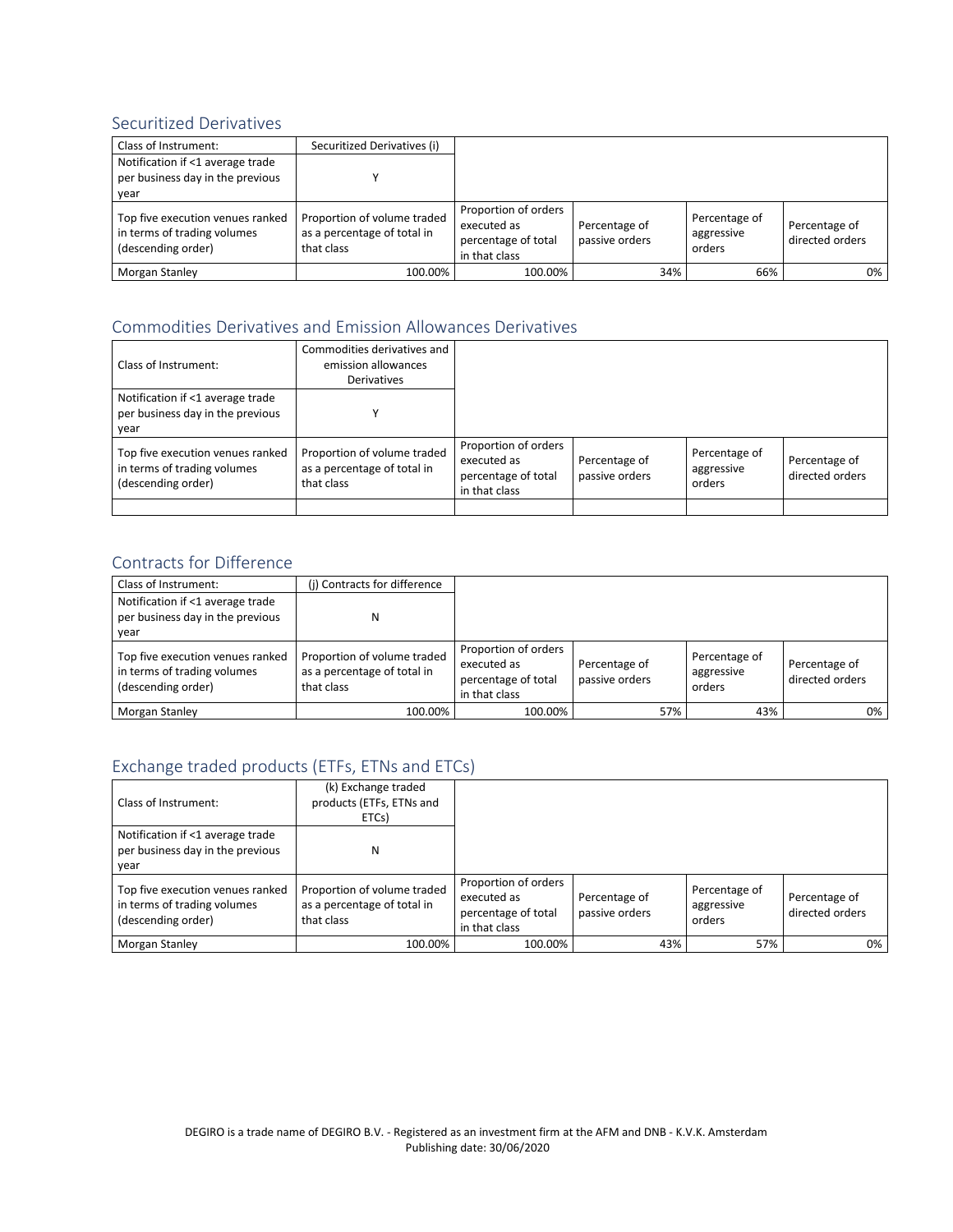## Securitized Derivatives

| Class of Instrument: | Securitized Derivatives (i) | | | | |
|---|---|---|---|---|---|
| Notification if <1 average trade per business day in the previous year | Y | | | | |
| Top five execution venues ranked in terms of trading volumes (descending order) | Proportion of volume traded as a percentage of total in that class | Proportion of orders executed as percentage of total in that class | Percentage of passive orders | Percentage of aggressive orders | Percentage of directed orders |
| Morgan Stanley | 100.00% | 100.00% | 34% | 66% | 0% |

## Commodities Derivatives and Emission Allowances Derivatives

| Class of Instrument: | Commodities derivatives and emission allowances Derivatives | | | | |
|---|---|---|---|---|---|
| Notification if <1 average trade per business day in the previous year | Y | | | | |
| Top five execution venues ranked in terms of trading volumes (descending order) | Proportion of volume traded as a percentage of total in that class | Proportion of orders executed as percentage of total in that class | Percentage of passive orders | Percentage of aggressive orders | Percentage of directed orders |
| | | | | | |

## Contracts for Difference

| Class of Instrument: | (j) Contracts for difference | | | | |
|---|---|---|---|---|---|
| Notification if <1 average trade per business day in the previous year | N | | | | |
| Top five execution venues ranked in terms of trading volumes (descending order) | Proportion of volume traded as a percentage of total in that class | Proportion of orders executed as percentage of total in that class | Percentage of passive orders | Percentage of aggressive orders | Percentage of directed orders |
| Morgan Stanley | 100.00% | 100.00% | 57% | 43% | 0% |

## Exchange traded products (ETFs, ETNs and ETCs)

| Class of Instrument: | (k) Exchange traded products (ETFs, ETNs and ETCs) | | | | |
|---|---|---|---|---|---|
| Notification if <1 average trade per business day in the previous year | N | | | | |
| Top five execution venues ranked in terms of trading volumes (descending order) | Proportion of volume traded as a percentage of total in that class | Proportion of orders executed as percentage of total in that class | Percentage of passive orders | Percentage of aggressive orders | Percentage of directed orders |
| Morgan Stanley | 100.00% | 100.00% | 43% | 57% | 0% |

DEGIRO is a trade name of DEGIRO B.V. - Registered as an investment firm at the AFM and DNB - K.V.K. Amsterdam
Publishing date: 30/06/2020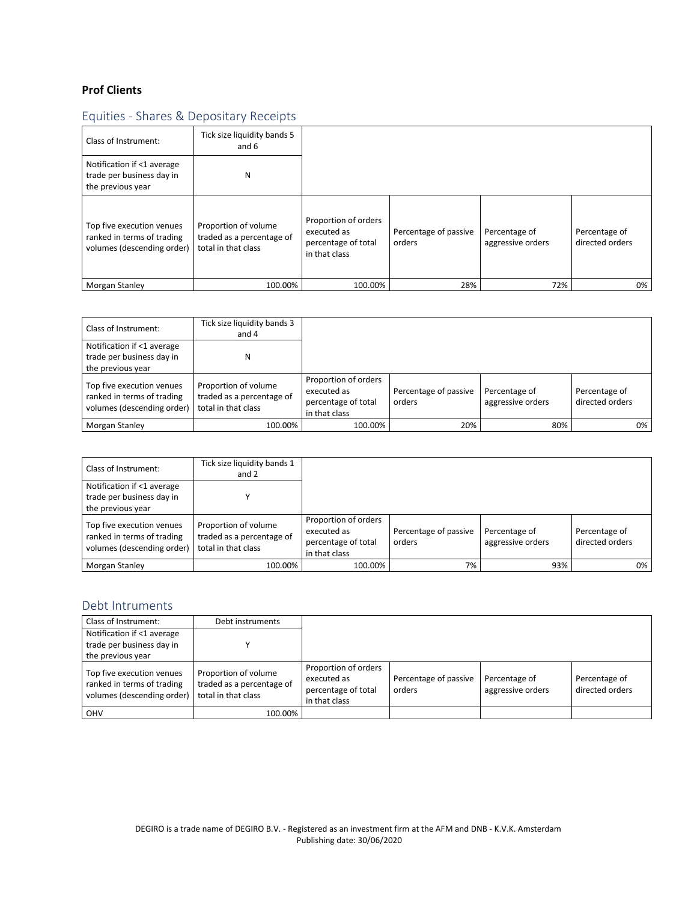**Prof Clients**

## Equities - Shares & Depositary Receipts

| Class of Instrument: | Tick size liquidity bands 5 and 6 | | | | |
|---|---|---|---|---|---|
| Notification if <1 average trade per business day in the previous year | N | | | | |
| Top five execution venues ranked in terms of trading volumes (descending order) | Proportion of volume traded as a percentage of total in that class | Proportion of orders executed as percentage of total in that class | Percentage of passive orders | Percentage of aggressive orders | Percentage of directed orders |
| Morgan Stanley | 100.00% | 100.00% | 28% | 72% | 0% |

| Class of Instrument: | Tick size liquidity bands 3 and 4 | | | | |
|---|---|---|---|---|---|
| Notification if <1 average trade per business day in the previous year | N | | | | |
| Top five execution venues ranked in terms of trading volumes (descending order) | Proportion of volume traded as a percentage of total in that class | Proportion of orders executed as percentage of total in that class | Percentage of passive orders | Percentage of aggressive orders | Percentage of directed orders |
| Morgan Stanley | 100.00% | 100.00% | 20% | 80% | 0% |

| Class of Instrument: | Tick size liquidity bands 1 and 2 | | | | |
|---|---|---|---|---|---|
| Notification if <1 average trade per business day in the previous year | Y | | | | |
| Top five execution venues ranked in terms of trading volumes (descending order) | Proportion of volume traded as a percentage of total in that class | Proportion of orders executed as percentage of total in that class | Percentage of passive orders | Percentage of aggressive orders | Percentage of directed orders |
| Morgan Stanley | 100.00% | 100.00% | 7% | 93% | 0% |

## Debt Intruments

| Class of Instrument: | Debt instruments | | | | |
|---|---|---|---|---|---|
| Notification if <1 average trade per business day in the previous year | Y | | | | |
| Top five execution venues ranked in terms of trading volumes (descending order) | Proportion of volume traded as a percentage of total in that class | Proportion of orders executed as percentage of total in that class | Percentage of passive orders | Percentage of aggressive orders | Percentage of directed orders |
| OHV | 100.00% | | | | |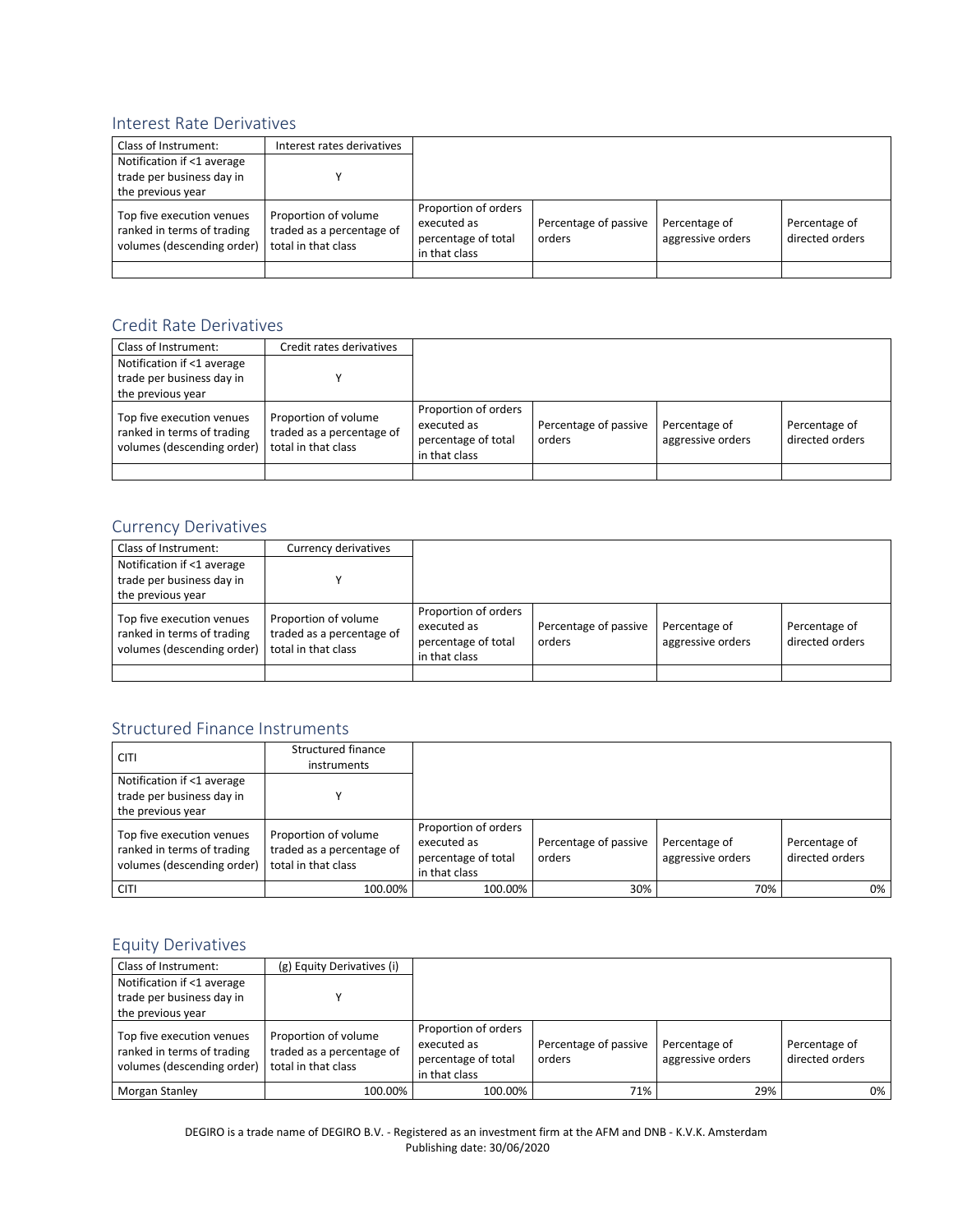## Interest Rate Derivatives

| Class of Instrument: | Interest rates derivatives | | | | |
|---|---|---|---|---|---|
| Notification if <1 average trade per business day in the previous year | Y | | | | |
| Top five execution venues ranked in terms of trading volumes (descending order) | Proportion of volume traded as a percentage of total in that class | Proportion of orders executed as percentage of total in that class | Percentage of passive orders | Percentage of aggressive orders | Percentage of directed orders |
| | | | | | |

## Credit Rate Derivatives

| Class of Instrument: | Credit rates derivatives | | | | |
|---|---|---|---|---|---|
| Notification if <1 average trade per business day in the previous year | Y | | | | |
| Top five execution venues ranked in terms of trading volumes (descending order) | Proportion of volume traded as a percentage of total in that class | Proportion of orders executed as percentage of total in that class | Percentage of passive orders | Percentage of aggressive orders | Percentage of directed orders |
| | | | | | |

## Currency Derivatives

| Class of Instrument: | Currency derivatives | | | | |
|---|---|---|---|---|---|
| Notification if <1 average trade per business day in the previous year | Y | | | | |
| Top five execution venues ranked in terms of trading volumes (descending order) | Proportion of volume traded as a percentage of total in that class | Proportion of orders executed as percentage of total in that class | Percentage of passive orders | Percentage of aggressive orders | Percentage of directed orders |
| | | | | | |

## Structured Finance Instruments

| CITI | Structured finance instruments | | | | |
|---|---|---|---|---|---|
| Notification if <1 average trade per business day in the previous year | Y | | | | |
| Top five execution venues ranked in terms of trading volumes (descending order) | Proportion of volume traded as a percentage of total in that class | Proportion of orders executed as percentage of total in that class | Percentage of passive orders | Percentage of aggressive orders | Percentage of directed orders |
| CITI | 100.00% | 100.00% | 30% | 70% | 0% |

## Equity Derivatives

| Class of Instrument: | (g) Equity Derivatives (i) | | | | |
|---|---|---|---|---|---|
| Notification if <1 average trade per business day in the previous year | Y | | | | |
| Top five execution venues ranked in terms of trading volumes (descending order) | Proportion of volume traded as a percentage of total in that class | Proportion of orders executed as percentage of total in that class | Percentage of passive orders | Percentage of aggressive orders | Percentage of directed orders |
| Morgan Stanley | 100.00% | 100.00% | 71% | 29% | 0% |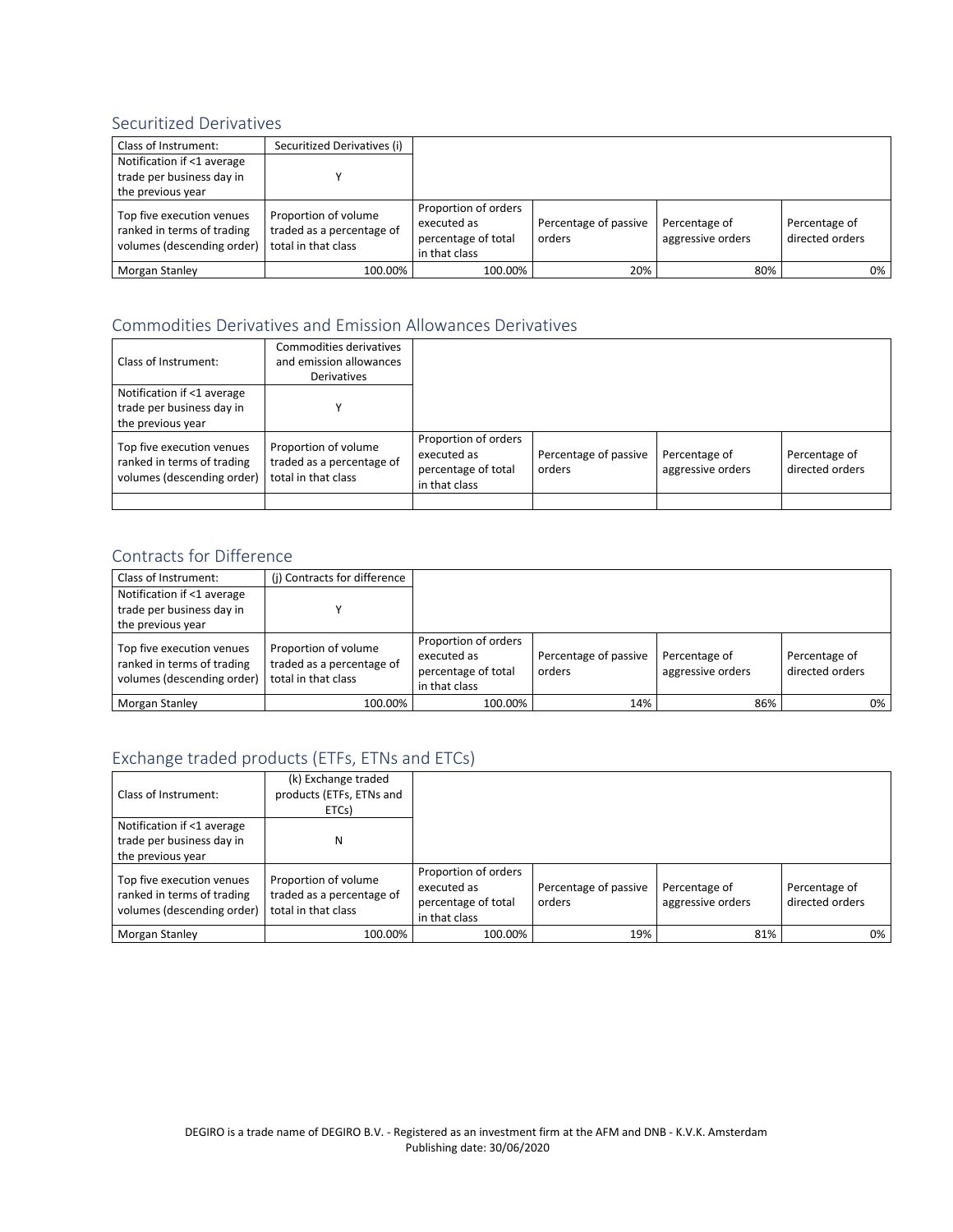## Securitized Derivatives

| Class of Instrument: | Securitized Derivatives (i) | | | | |
|---|---|---|---|---|---|
| Notification if <1 average trade per business day in the previous year | Y | | | | |
| Top five execution venues ranked in terms of trading volumes (descending order) | Proportion of volume traded as a percentage of total in that class | Proportion of orders executed as percentage of total in that class | Percentage of passive orders | Percentage of aggressive orders | Percentage of directed orders |
| Morgan Stanley | 100.00% | 100.00% | 20% | 80% | 0% |

## Commodities Derivatives and Emission Allowances Derivatives

| Class of Instrument: | Commodities derivatives and emission allowances Derivatives | | | | |
|---|---|---|---|---|---|
| Notification if <1 average trade per business day in the previous year | Y | | | | |
| Top five execution venues ranked in terms of trading volumes (descending order) | Proportion of volume traded as a percentage of total in that class | Proportion of orders executed as percentage of total in that class | Percentage of passive orders | Percentage of aggressive orders | Percentage of directed orders |
| | | | | | |

## Contracts for Difference

| Class of Instrument: | (j) Contracts for difference | | | | |
|---|---|---|---|---|---|
| Notification if <1 average trade per business day in the previous year | Y | | | | |
| Top five execution venues ranked in terms of trading volumes (descending order) | Proportion of volume traded as a percentage of total in that class | Proportion of orders executed as percentage of total in that class | Percentage of passive orders | Percentage of aggressive orders | Percentage of directed orders |
| Morgan Stanley | 100.00% | 100.00% | 14% | 86% | 0% |

## Exchange traded products (ETFs, ETNs and ETCs)

| Class of Instrument: | (k) Exchange traded products (ETFs, ETNs and ETCs) | | | | |
|---|---|---|---|---|---|
| Notification if <1 average trade per business day in the previous year | N | | | | |
| Top five execution venues ranked in terms of trading volumes (descending order) | Proportion of volume traded as a percentage of total in that class | Proportion of orders executed as percentage of total in that class | Percentage of passive orders | Percentage of aggressive orders | Percentage of directed orders |
| Morgan Stanley | 100.00% | 100.00% | 19% | 81% | 0% |

DEGIRO is a trade name of DEGIRO B.V. - Registered as an investment firm at the AFM and DNB - K.V.K. Amsterdam
Publishing date: 30/06/2020